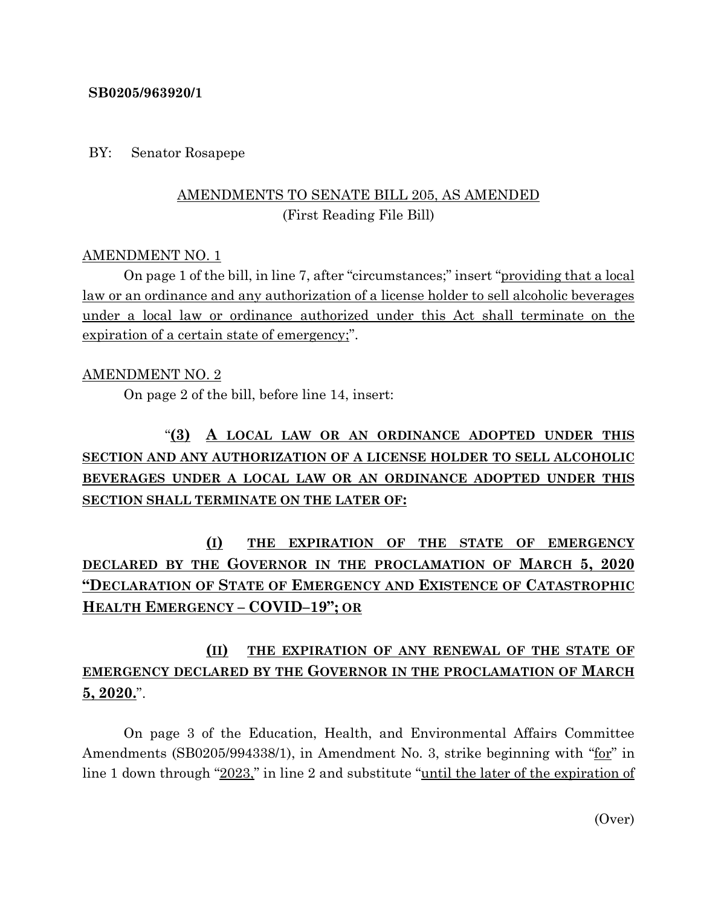**SB0205/963920/1**

BY: Senator Rosapepe

AMENDMENTS TO SENATE BILL 205, AS AMENDED
(First Reading File Bill)

AMENDMENT NO. 1

On page 1 of the bill, in line 7, after "circumstances;" insert "providing that a local law or an ordinance and any authorization of a license holder to sell alcoholic beverages under a local law or ordinance authorized under this Act shall terminate on the expiration of a certain state of emergency;".

AMENDMENT NO. 2

On page 2 of the bill, before line 14, insert:

"**(3) A LOCAL LAW OR AN ORDINANCE ADOPTED UNDER THIS SECTION AND ANY AUTHORIZATION OF A LICENSE HOLDER TO SELL ALCOHOLIC BEVERAGES UNDER A LOCAL LAW OR AN ORDINANCE ADOPTED UNDER THIS SECTION SHALL TERMINATE ON THE LATER OF:**

**(I) THE EXPIRATION OF THE STATE OF EMERGENCY DECLARED BY THE GOVERNOR IN THE PROCLAMATION OF MARCH 5, 2020 "DECLARATION OF STATE OF EMERGENCY AND EXISTENCE OF CATASTROPHIC HEALTH EMERGENCY – COVID–19"; OR**

**(II) THE EXPIRATION OF ANY RENEWAL OF THE STATE OF EMERGENCY DECLARED BY THE GOVERNOR IN THE PROCLAMATION OF MARCH 5, 2020.**".

On page 3 of the Education, Health, and Environmental Affairs Committee Amendments (SB0205/994338/1), in Amendment No. 3, strike beginning with "for" in line 1 down through "2023," in line 2 and substitute "until the later of the expiration of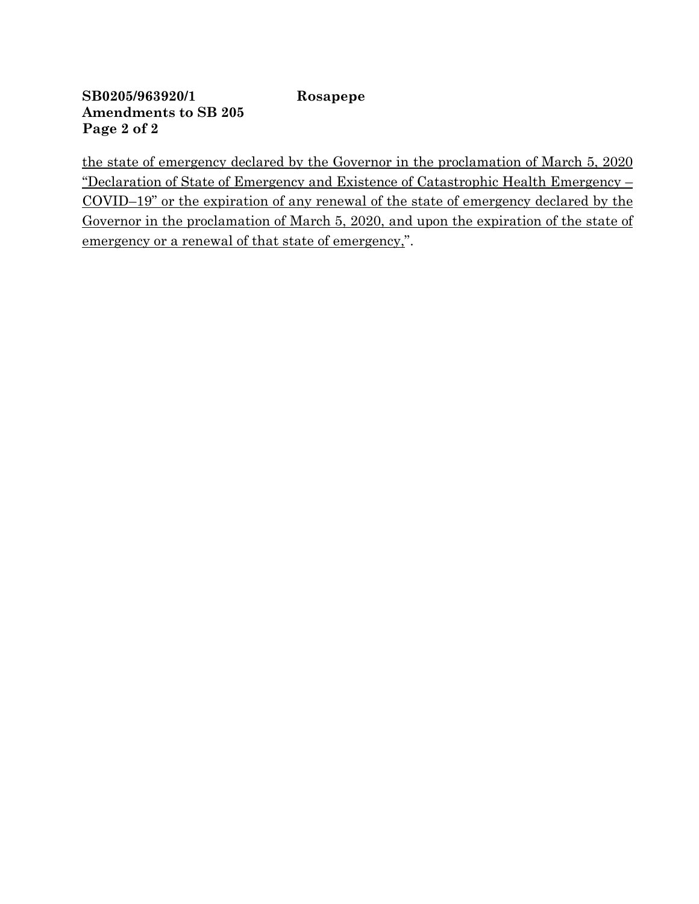the state of emergency declared by the Governor in the proclamation of March 5, 2020 "Declaration of State of Emergency and Existence of Catastrophic Health Emergency – COVID–19" or the expiration of any renewal of the state of emergency declared by the Governor in the proclamation of March 5, 2020, and upon the expiration of the state of emergency or a renewal of that state of emergency,".